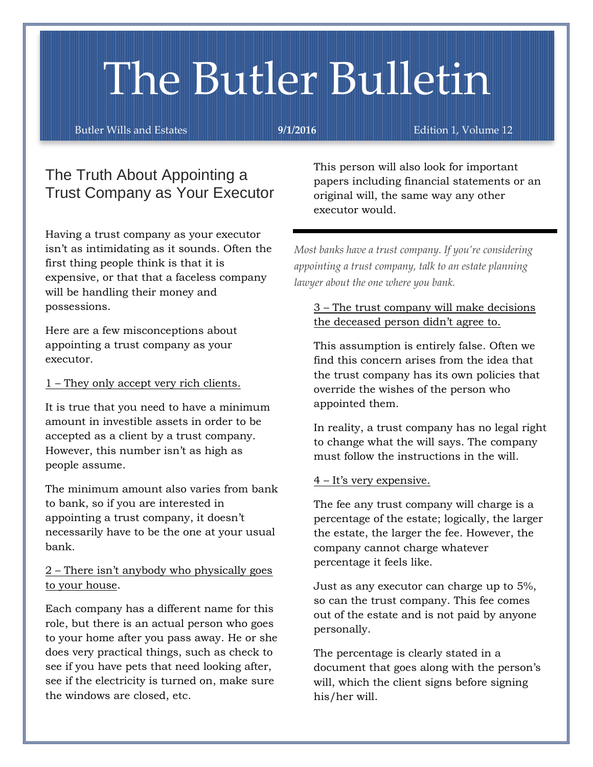# The Butler Bulletin

Butler Wills and Estates **9/1/2016** Edition 1, Volume 12

## The Truth About Appointing a Trust Company as Your Executor

Having a trust company as your executor isn't as intimidating as it sounds. Often the first thing people think is that it is expensive, or that that a faceless company will be handling their money and possessions.

Here are a few misconceptions about appointing a trust company as your executor.

<u>1 – They only accept very rich clients.</u>

It is true that you need to have a minimum amount in investible assets in order to be accepted as a client by a trust company. However, this number isn't as high as people assume.

The minimum amount also varies from bank to bank, so if you are interested in appointing a trust company, it doesn't necessarily have to be the one at your usual bank.

<u>2 – There isn't anybody who physically goes to your house</u>.

Each company has a different name for this role, but there is an actual person who goes to your home after you pass away. He or she does very practical things, such as check to see if you have pets that need looking after, see if the electricity is turned on, make sure the windows are closed, etc.

This person will also look for important papers including financial statements or an original will, the same way any other executor would.

---

*Most banks have a trust company. If you're considering appointing a trust company, talk to an estate planning lawyer about the one where you bank.*

<u>3 – The trust company will make decisions the deceased person didn't agree to.</u>

This assumption is entirely false. Often we find this concern arises from the idea that the trust company has its own policies that override the wishes of the person who appointed them.

In reality, a trust company has no legal right to change what the will says. The company must follow the instructions in the will.

<u>4 – It's very expensive.</u>

The fee any trust company will charge is a percentage of the estate; logically, the larger the estate, the larger the fee. However, the company cannot charge whatever percentage it feels like.

Just as any executor can charge up to 5%, so can the trust company. This fee comes out of the estate and is not paid by anyone personally.

The percentage is clearly stated in a document that goes along with the person's will, which the client signs before signing his/her will.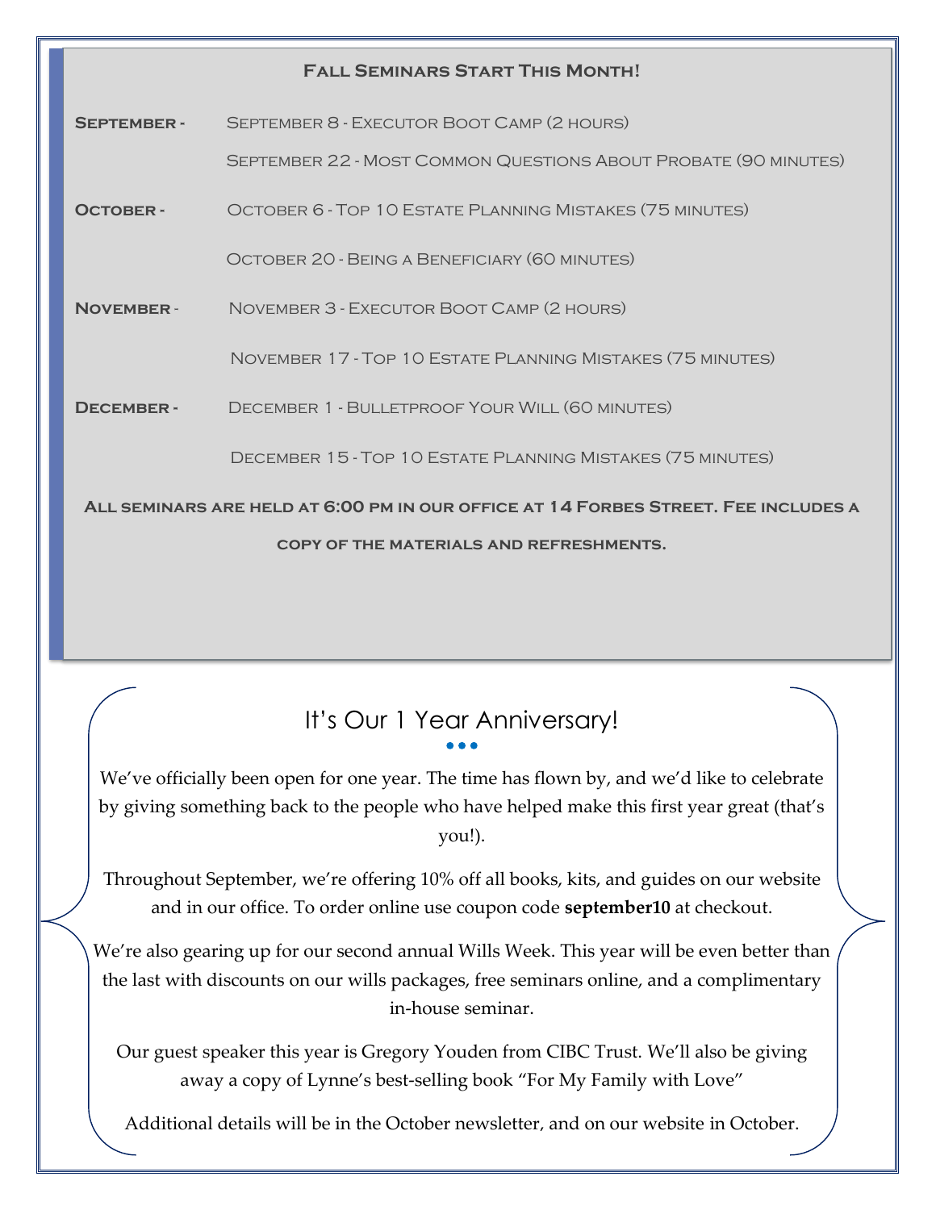## Fall Seminars Start This Month!

**September -** September 8 - Executor Boot Camp (2 hours)

September 22 - Most Common Questions About Probate (90 minutes)

**October -** October 6 - Top 10 Estate Planning Mistakes (75 minutes)

October 20 - Being a Beneficiary (60 minutes)

**November -** November 3 - Executor Boot Camp (2 hours)

November 17 - Top 10 Estate Planning Mistakes (75 minutes)

**December -** December 1 - Bulletproof Your Will (60 minutes)

December 15 - Top 10 Estate Planning Mistakes (75 minutes)

**All seminars are held at 6:00 pm in our office at 14 Forbes Street. Fee includes a copy of the materials and refreshments.**

## It's Our 1 Year Anniversary!

We've officially been open for one year. The time has flown by, and we'd like to celebrate by giving something back to the people who have helped make this first year great (that's you!).

Throughout September, we're offering 10% off all books, kits, and guides on our website and in our office. To order online use coupon code **september10** at checkout.

We're also gearing up for our second annual Wills Week. This year will be even better than the last with discounts on our wills packages, free seminars online, and a complimentary in-house seminar.

Our guest speaker this year is Gregory Youden from CIBC Trust. We'll also be giving away a copy of Lynne's best-selling book "For My Family with Love"

Additional details will be in the October newsletter, and on our website in October.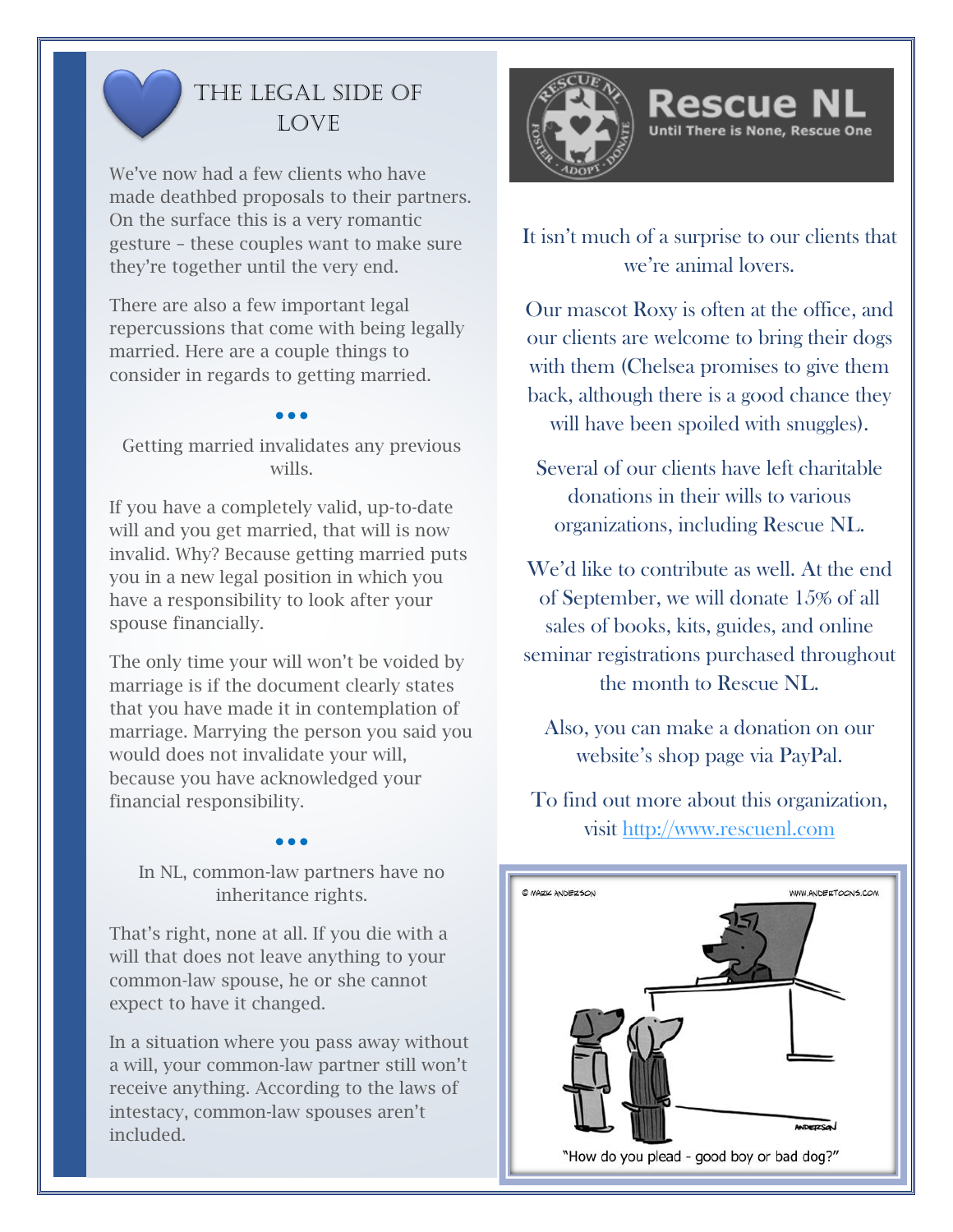## The Legal Side of Love

We've now had a few clients who have made deathbed proposals to their partners. On the surface this is a very romantic gesture – these couples want to make sure they're together until the very end.

There are also a few important legal repercussions that come with being legally married. Here are a couple things to consider in regards to getting married.

•••

Getting married invalidates any previous wills.

If you have a completely valid, up-to-date will and you get married, that will is now invalid. Why? Because getting married puts you in a new legal position in which you have a responsibility to look after your spouse financially.

The only time your will won't be voided by marriage is if the document clearly states that you have made it in contemplation of marriage. Marrying the person you said you would does not invalidate your will, because you have acknowledged your financial responsibility.

•••

In NL, common-law partners have no inheritance rights.

That's right, none at all. If you die with a will that does not leave anything to your common-law spouse, he or she cannot expect to have it changed.

In a situation where you pass away without a will, your common-law partner still won't receive anything. According to the laws of intestacy, common-law spouses aren't included.

**Rescue NL**

Until There is None, Rescue One

It isn't much of a surprise to our clients that we're animal lovers.

Our mascot Roxy is often at the office, and our clients are welcome to bring their dogs with them (Chelsea promises to give them back, although there is a good chance they will have been spoiled with snuggles).

Several of our clients have left charitable donations in their wills to various organizations, including Rescue NL.

We'd like to contribute as well. At the end of September, we will donate 15% of all sales of books, kits, guides, and online seminar registrations purchased throughout the month to Rescue NL.

Also, you can make a donation on our website's shop page via PayPal.

To find out more about this organization, visit http://www.rescuenl.com

© MARK ANDERSON WWW.ANDERTOONS.COM

"How do you plead - good boy or bad dog?"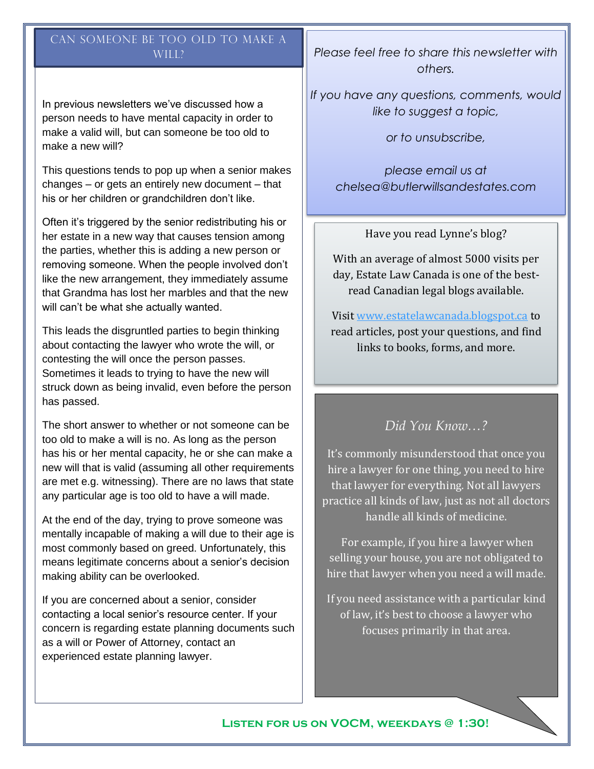## CAN SOMEONE BE TOO OLD TO MAKE A WILL?

In previous newsletters we've discussed how a person needs to have mental capacity in order to make a valid will, but can someone be too old to make a new will?

This questions tends to pop up when a senior makes changes – or gets an entirely new document – that his or her children or grandchildren don't like.

Often it's triggered by the senior redistributing his or her estate in a new way that causes tension among the parties, whether this is adding a new person or removing someone. When the people involved don't like the new arrangement, they immediately assume that Grandma has lost her marbles and that the new will can't be what she actually wanted.

This leads the disgruntled parties to begin thinking about contacting the lawyer who wrote the will, or contesting the will once the person passes. Sometimes it leads to trying to have the new will struck down as being invalid, even before the person has passed.

The short answer to whether or not someone can be too old to make a will is no. As long as the person has his or her mental capacity, he or she can make a new will that is valid (assuming all other requirements are met e.g. witnessing). There are no laws that state any particular age is too old to have a will made.

At the end of the day, trying to prove someone was mentally incapable of making a will due to their age is most commonly based on greed. Unfortunately, this means legitimate concerns about a senior's decision making ability can be overlooked.

If you are concerned about a senior, consider contacting a local senior's resource center. If your concern is regarding estate planning documents such as a will or Power of Attorney, contact an experienced estate planning lawyer.

*Please feel free to share this newsletter with others.*

*If you have any questions, comments, would like to suggest a topic,*

*or to unsubscribe,*

*please email us at chelsea@butlerwillsandestates.com*

Have you read Lynne's blog?

With an average of almost 5000 visits per day, Estate Law Canada is one of the best-read Canadian legal blogs available.

Visit www.estatelawcanada.blogspot.ca to read articles, post your questions, and find links to books, forms, and more.

### *Did You Know…?*

It's commonly misunderstood that once you hire a lawyer for one thing, you need to hire that lawyer for everything. Not all lawyers practice all kinds of law, just as not all doctors handle all kinds of medicine.

For example, if you hire a lawyer when selling your house, you are not obligated to hire that lawyer when you need a will made.

If you need assistance with a particular kind of law, it's best to choose a lawyer who focuses primarily in that area.

**LISTEN FOR US ON VOCM, WEEKDAYS @ 1:30!**